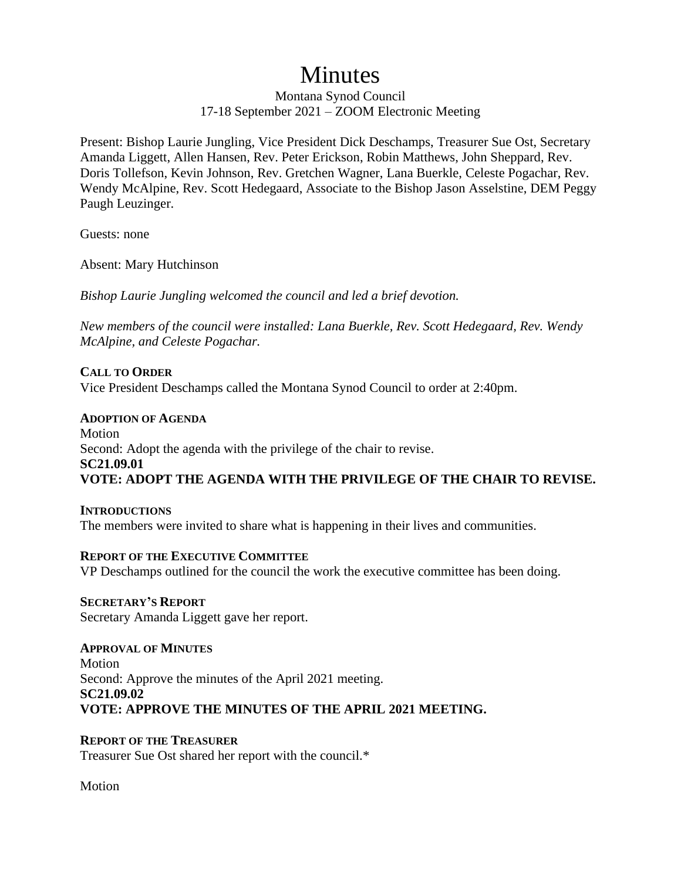# Minutes

Montana Synod Council
17-18 September 2021 – ZOOM Electronic Meeting

Present: Bishop Laurie Jungling, Vice President Dick Deschamps, Treasurer Sue Ost, Secretary Amanda Liggett, Allen Hansen, Rev. Peter Erickson, Robin Matthews, John Sheppard, Rev. Doris Tollefson, Kevin Johnson, Rev. Gretchen Wagner, Lana Buerkle, Celeste Pogachar, Rev. Wendy McAlpine, Rev. Scott Hedegaard, Associate to the Bishop Jason Asselstine, DEM Peggy Paugh Leuzinger.

Guests: none

Absent: Mary Hutchinson

*Bishop Laurie Jungling welcomed the council and led a brief devotion.*

*New members of the council were installed: Lana Buerkle, Rev. Scott Hedegaard, Rev. Wendy McAlpine, and Celeste Pogachar.*

**CALL TO ORDER**
Vice President Deschamps called the Montana Synod Council to order at 2:40pm.

**ADOPTION OF AGENDA**
Motion
Second: Adopt the agenda with the privilege of the chair to revise.
**SC21.09.01**
**VOTE: ADOPT THE AGENDA WITH THE PRIVILEGE OF THE CHAIR TO REVISE.**

**INTRODUCTIONS**
The members were invited to share what is happening in their lives and communities.

**REPORT OF THE EXECUTIVE COMMITTEE**
VP Deschamps outlined for the council the work the executive committee has been doing.

**SECRETARY'S REPORT**
Secretary Amanda Liggett gave her report.

**APPROVAL OF MINUTES**
Motion
Second: Approve the minutes of the April 2021 meeting.
**SC21.09.02**
**VOTE: APPROVE THE MINUTES OF THE APRIL 2021 MEETING.**

**REPORT OF THE TREASURER**
Treasurer Sue Ost shared her report with the council.*

Motion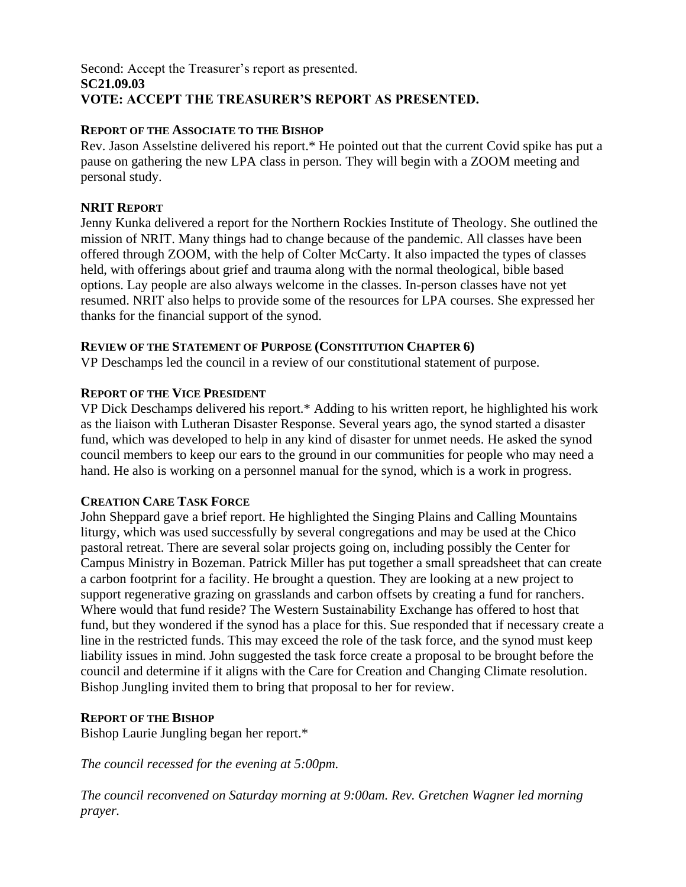Second: Accept the Treasurer's report as presented.
**SC21.09.03**
**VOTE: ACCEPT THE TREASURER'S REPORT AS PRESENTED.**

**REPORT OF THE ASSOCIATE TO THE BISHOP**

Rev. Jason Asselstine delivered his report.* He pointed out that the current Covid spike has put a pause on gathering the new LPA class in person. They will begin with a ZOOM meeting and personal study.

**NRIT REPORT**

Jenny Kunka delivered a report for the Northern Rockies Institute of Theology. She outlined the mission of NRIT. Many things had to change because of the pandemic. All classes have been offered through ZOOM, with the help of Colter McCarty. It also impacted the types of classes held, with offerings about grief and trauma along with the normal theological, bible based options. Lay people are also always welcome in the classes. In-person classes have not yet resumed. NRIT also helps to provide some of the resources for LPA courses. She expressed her thanks for the financial support of the synod.

**REVIEW OF THE STATEMENT OF PURPOSE (CONSTITUTION CHAPTER 6)**

VP Deschamps led the council in a review of our constitutional statement of purpose.

**REPORT OF THE VICE PRESIDENT**

VP Dick Deschamps delivered his report.* Adding to his written report, he highlighted his work as the liaison with Lutheran Disaster Response. Several years ago, the synod started a disaster fund, which was developed to help in any kind of disaster for unmet needs. He asked the synod council members to keep our ears to the ground in our communities for people who may need a hand. He also is working on a personnel manual for the synod, which is a work in progress.

**CREATION CARE TASK FORCE**

John Sheppard gave a brief report. He highlighted the Singing Plains and Calling Mountains liturgy, which was used successfully by several congregations and may be used at the Chico pastoral retreat. There are several solar projects going on, including possibly the Center for Campus Ministry in Bozeman. Patrick Miller has put together a small spreadsheet that can create a carbon footprint for a facility. He brought a question. They are looking at a new project to support regenerative grazing on grasslands and carbon offsets by creating a fund for ranchers. Where would that fund reside? The Western Sustainability Exchange has offered to host that fund, but they wondered if the synod has a place for this. Sue responded that if necessary create a line in the restricted funds. This may exceed the role of the task force, and the synod must keep liability issues in mind. John suggested the task force create a proposal to be brought before the council and determine if it aligns with the Care for Creation and Changing Climate resolution. Bishop Jungling invited them to bring that proposal to her for review.

**REPORT OF THE BISHOP**

Bishop Laurie Jungling began her report.*

*The council recessed for the evening at 5:00pm.*

*The council reconvened on Saturday morning at 9:00am. Rev. Gretchen Wagner led morning prayer.*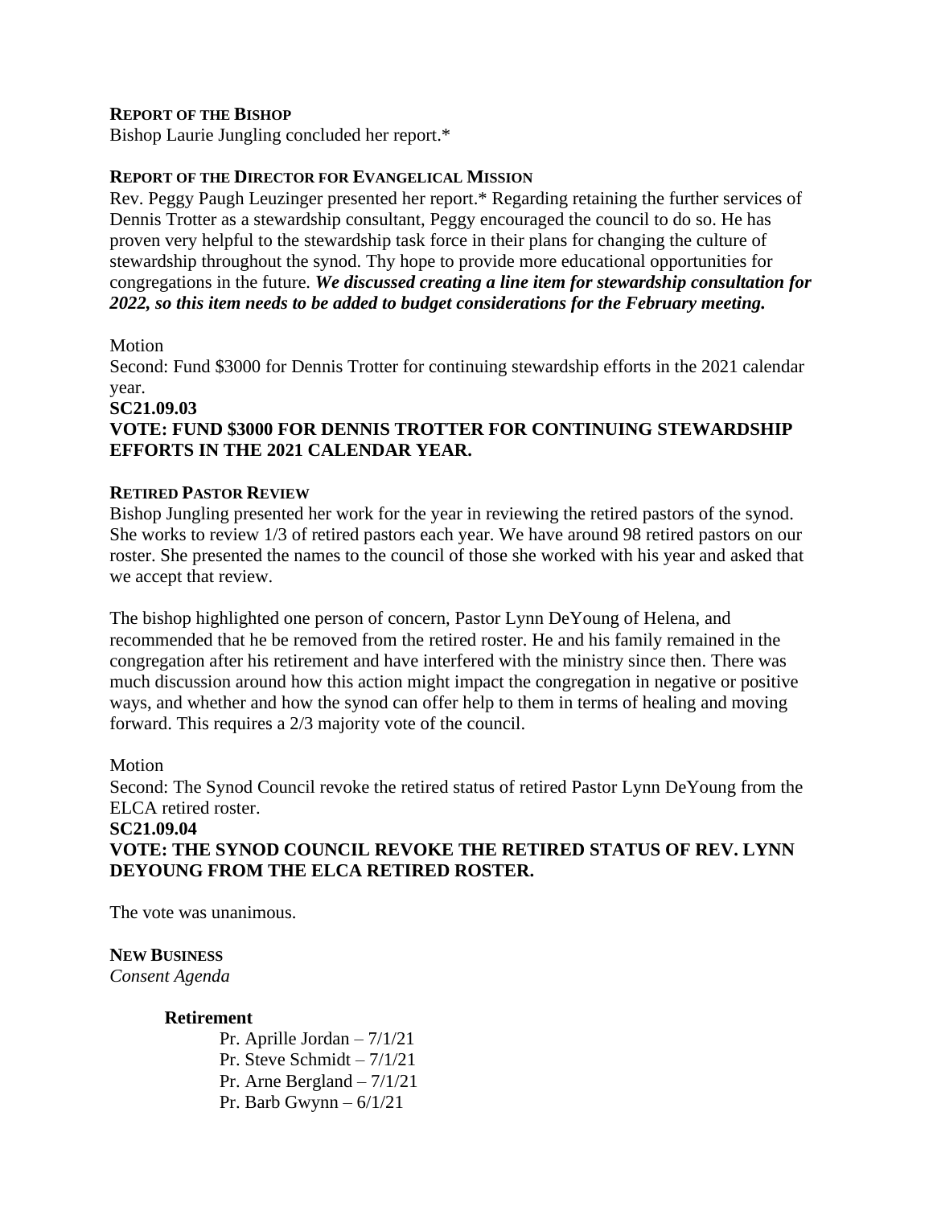**REPORT OF THE BISHOP**

Bishop Laurie Jungling concluded her report.*

**REPORT OF THE DIRECTOR FOR EVANGELICAL MISSION**

Rev. Peggy Paugh Leuzinger presented her report.* Regarding retaining the further services of Dennis Trotter as a stewardship consultant, Peggy encouraged the council to do so. He has proven very helpful to the stewardship task force in their plans for changing the culture of stewardship throughout the synod. Thy hope to provide more educational opportunities for congregations in the future. ***We discussed creating a line item for stewardship consultation for 2022, so this item needs to be added to budget considerations for the February meeting.***

Motion

Second: Fund $3000 for Dennis Trotter for continuing stewardship efforts in the 2021 calendar year.

**SC21.09.03**

**VOTE: FUND $3000 FOR DENNIS TROTTER FOR CONTINUING STEWARDSHIP EFFORTS IN THE 2021 CALENDAR YEAR.**

**RETIRED PASTOR REVIEW**

Bishop Jungling presented her work for the year in reviewing the retired pastors of the synod. She works to review 1/3 of retired pastors each year. We have around 98 retired pastors on our roster. She presented the names to the council of those she worked with his year and asked that we accept that review.

The bishop highlighted one person of concern, Pastor Lynn DeYoung of Helena, and recommended that he be removed from the retired roster. He and his family remained in the congregation after his retirement and have interfered with the ministry since then. There was much discussion around how this action might impact the congregation in negative or positive ways, and whether and how the synod can offer help to them in terms of healing and moving forward. This requires a 2/3 majority vote of the council.

Motion

Second: The Synod Council revoke the retired status of retired Pastor Lynn DeYoung from the ELCA retired roster.

**SC21.09.04**

**VOTE: THE SYNOD COUNCIL REVOKE THE RETIRED STATUS OF REV. LYNN DEYOUNG FROM THE ELCA RETIRED ROSTER.**

The vote was unanimous.

**NEW BUSINESS**

*Consent Agenda*

**Retirement**

Pr. Aprille Jordan – 7/1/21
Pr. Steve Schmidt – 7/1/21
Pr. Arne Bergland – 7/1/21
Pr. Barb Gwynn – 6/1/21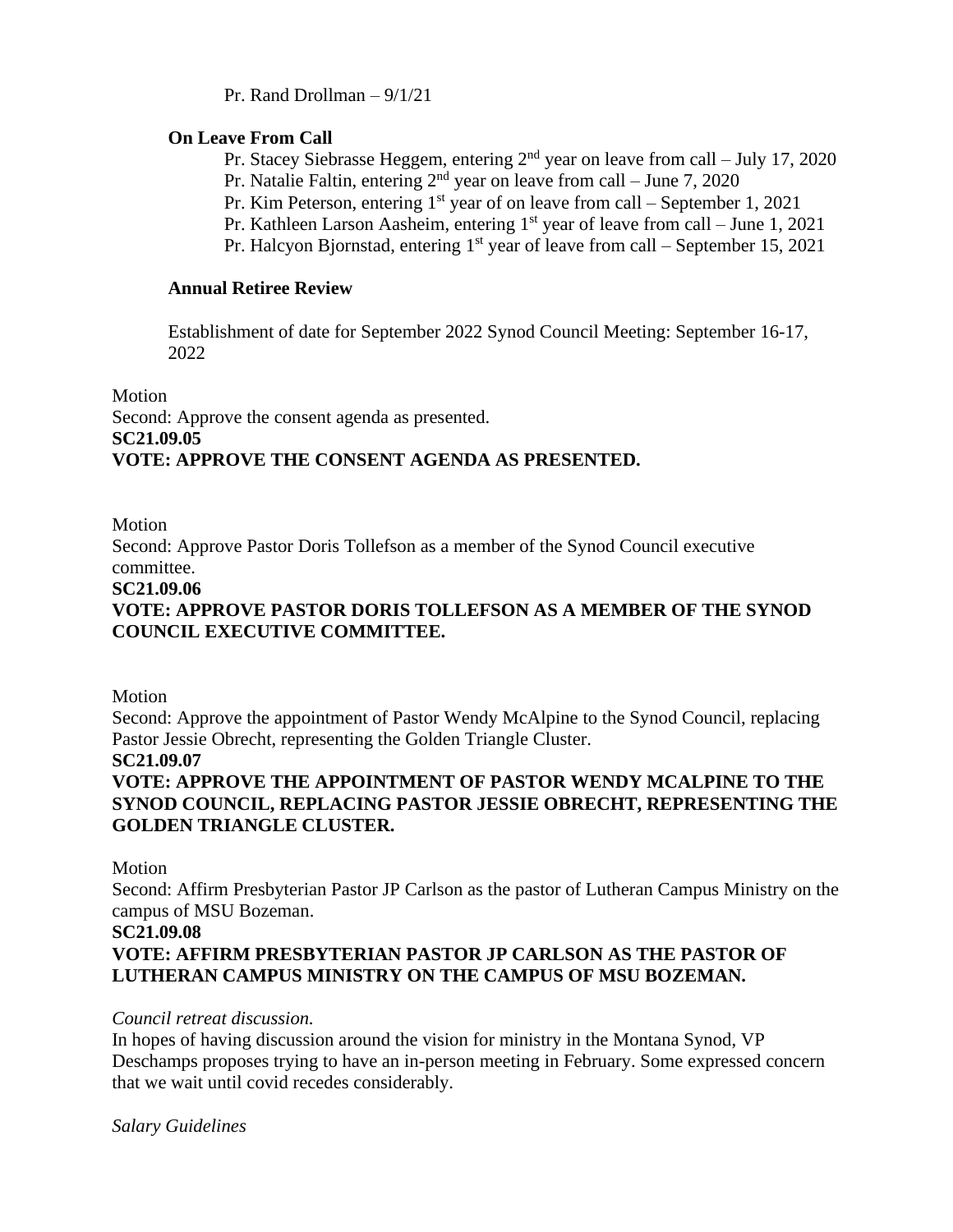Pr. Rand Drollman – 9/1/21

**On Leave From Call**

Pr. Stacey Siebrasse Heggem, entering 2nd year on leave from call – July 17, 2020
Pr. Natalie Faltin, entering 2nd year on leave from call – June 7, 2020
Pr. Kim Peterson, entering 1st year of on leave from call – September 1, 2021
Pr. Kathleen Larson Aasheim, entering 1st year of leave from call – June 1, 2021
Pr. Halcyon Bjornstad, entering 1st year of leave from call – September 15, 2021

**Annual Retiree Review**

Establishment of date for September 2022 Synod Council Meeting: September 16-17, 2022

Motion
Second: Approve the consent agenda as presented.
**SC21.09.05**
**VOTE: APPROVE THE CONSENT AGENDA AS PRESENTED.**

Motion
Second: Approve Pastor Doris Tollefson as a member of the Synod Council executive committee.
**SC21.09.06**
**VOTE: APPROVE PASTOR DORIS TOLLEFSON AS A MEMBER OF THE SYNOD COUNCIL EXECUTIVE COMMITTEE.**

Motion
Second: Approve the appointment of Pastor Wendy McAlpine to the Synod Council, replacing Pastor Jessie Obrecht, representing the Golden Triangle Cluster.
**SC21.09.07**
**VOTE: APPROVE THE APPOINTMENT OF PASTOR WENDY MCALPINE TO THE SYNOD COUNCIL, REPLACING PASTOR JESSIE OBRECHT, REPRESENTING THE GOLDEN TRIANGLE CLUSTER.**

Motion
Second: Affirm Presbyterian Pastor JP Carlson as the pastor of Lutheran Campus Ministry on the campus of MSU Bozeman.
**SC21.09.08**
**VOTE: AFFIRM PRESBYTERIAN PASTOR JP CARLSON AS THE PASTOR OF LUTHERAN CAMPUS MINISTRY ON THE CAMPUS OF MSU BOZEMAN.**

*Council retreat discussion.*
In hopes of having discussion around the vision for ministry in the Montana Synod, VP Deschamps proposes trying to have an in-person meeting in February. Some expressed concern that we wait until covid recedes considerably.

*Salary Guidelines*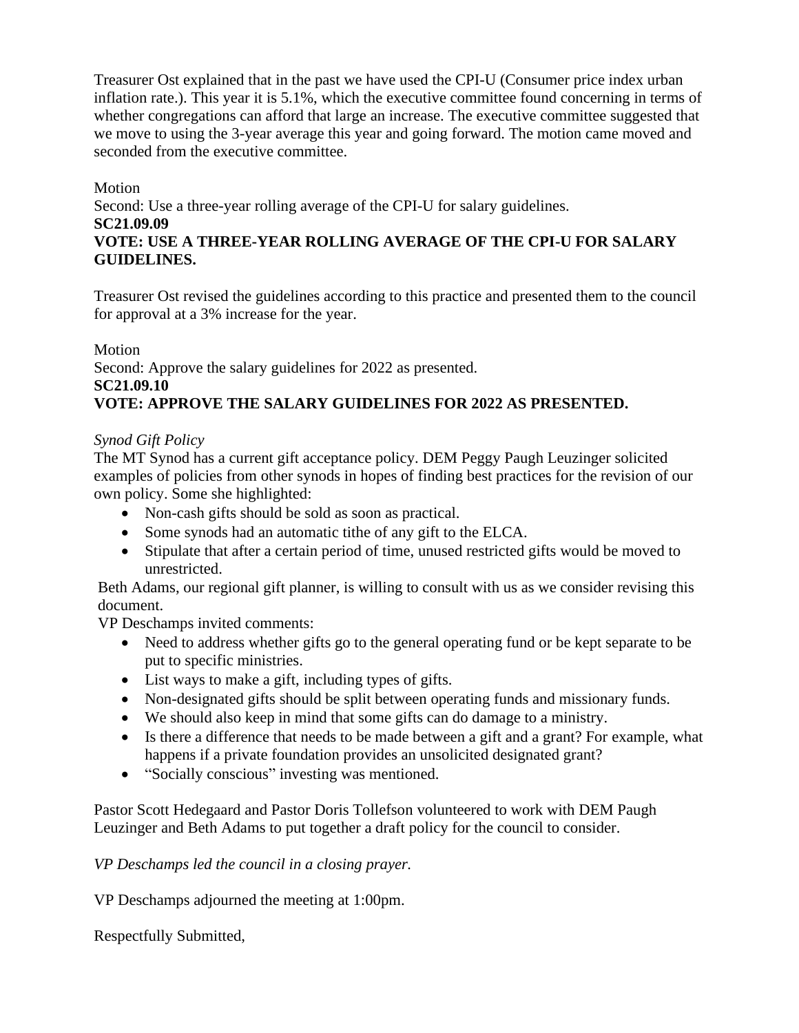Treasurer Ost explained that in the past we have used the CPI-U (Consumer price index urban inflation rate.). This year it is 5.1%, which the executive committee found concerning in terms of whether congregations can afford that large an increase. The executive committee suggested that we move to using the 3-year average this year and going forward. The motion came moved and seconded from the executive committee.

Motion
Second: Use a three-year rolling average of the CPI-U for salary guidelines.
**SC21.09.09**
**VOTE: USE A THREE-YEAR ROLLING AVERAGE OF THE CPI-U FOR SALARY GUIDELINES.**

Treasurer Ost revised the guidelines according to this practice and presented them to the council for approval at a 3% increase for the year.

Motion
Second: Approve the salary guidelines for 2022 as presented.
**SC21.09.10**
**VOTE: APPROVE THE SALARY GUIDELINES FOR 2022 AS PRESENTED.**

*Synod Gift Policy*
The MT Synod has a current gift acceptance policy. DEM Peggy Paugh Leuzinger solicited examples of policies from other synods in hopes of finding best practices for the revision of our own policy. Some she highlighted:

- Non-cash gifts should be sold as soon as practical.
- Some synods had an automatic tithe of any gift to the ELCA.
- Stipulate that after a certain period of time, unused restricted gifts would be moved to unrestricted.

Beth Adams, our regional gift planner, is willing to consult with us as we consider revising this document.
VP Deschamps invited comments:

- Need to address whether gifts go to the general operating fund or be kept separate to be put to specific ministries.
- List ways to make a gift, including types of gifts.
- Non-designated gifts should be split between operating funds and missionary funds.
- We should also keep in mind that some gifts can do damage to a ministry.
- Is there a difference that needs to be made between a gift and a grant? For example, what happens if a private foundation provides an unsolicited designated grant?
- "Socially conscious" investing was mentioned.

Pastor Scott Hedegaard and Pastor Doris Tollefson volunteered to work with DEM Paugh Leuzinger and Beth Adams to put together a draft policy for the council to consider.

*VP Deschamps led the council in a closing prayer.*

VP Deschamps adjourned the meeting at 1:00pm.

Respectfully Submitted,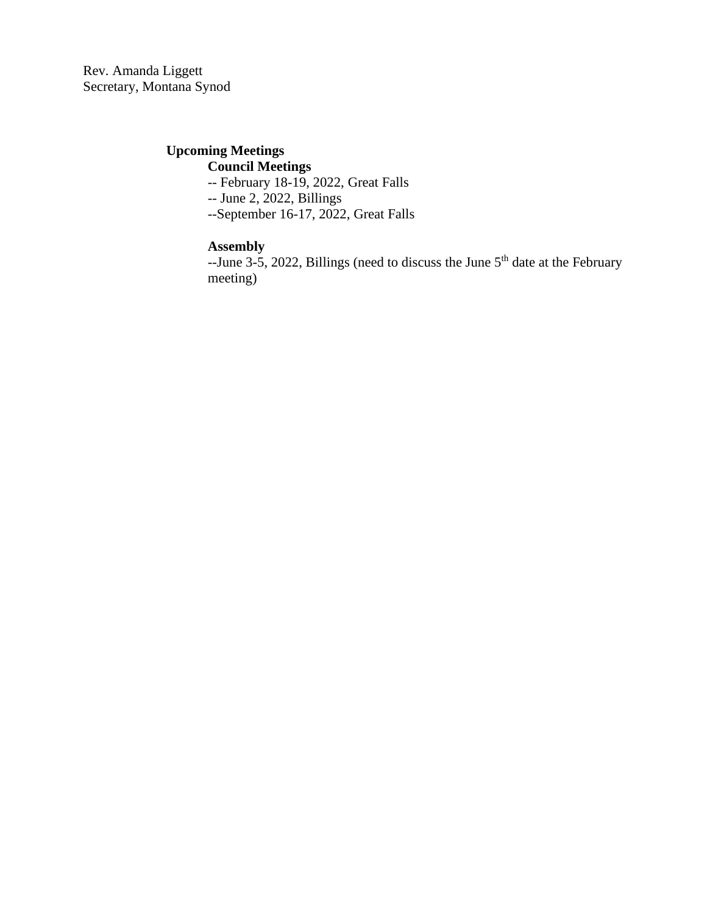Rev. Amanda Liggett
Secretary, Montana Synod

**Upcoming Meetings**

**Council Meetings**

-- February 18-19, 2022, Great Falls
-- June 2, 2022, Billings
--September 16-17, 2022, Great Falls

**Assembly**

--June 3-5, 2022, Billings (need to discuss the June 5th date at the February meeting)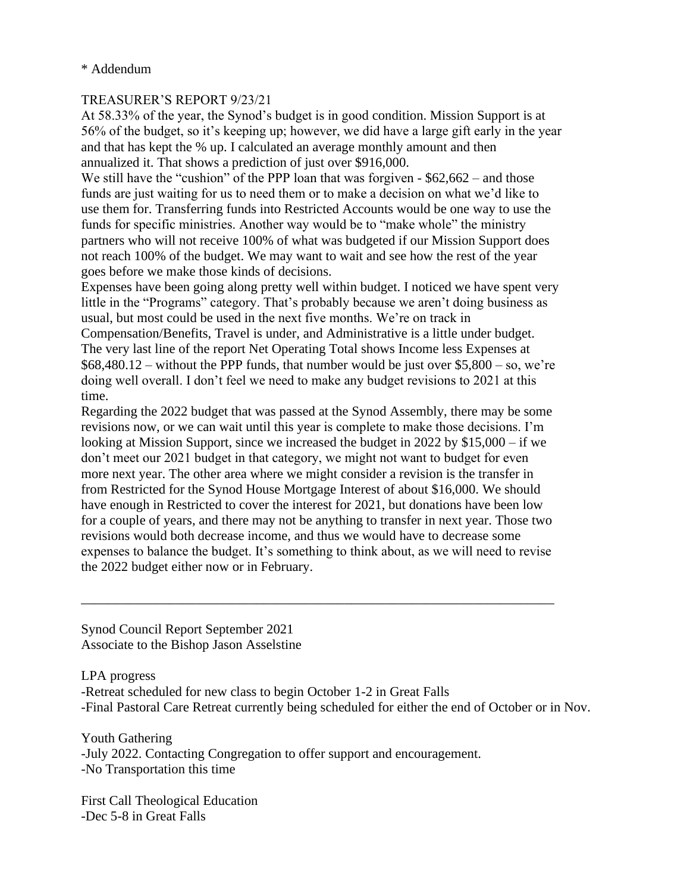* Addendum

TREASURER'S REPORT 9/23/21

At 58.33% of the year, the Synod's budget is in good condition. Mission Support is at 56% of the budget, so it's keeping up; however, we did have a large gift early in the year and that has kept the % up. I calculated an average monthly amount and then annualized it. That shows a prediction of just over $916,000.

We still have the "cushion" of the PPP loan that was forgiven - $62,662 – and those funds are just waiting for us to need them or to make a decision on what we'd like to use them for. Transferring funds into Restricted Accounts would be one way to use the funds for specific ministries. Another way would be to "make whole" the ministry partners who will not receive 100% of what was budgeted if our Mission Support does not reach 100% of the budget. We may want to wait and see how the rest of the year goes before we make those kinds of decisions.

Expenses have been going along pretty well within budget. I noticed we have spent very little in the "Programs" category. That's probably because we aren't doing business as usual, but most could be used in the next five months. We're on track in Compensation/Benefits, Travel is under, and Administrative is a little under budget. The very last line of the report Net Operating Total shows Income less Expenses at $68,480.12 – without the PPP funds, that number would be just over $5,800 – so, we're doing well overall. I don't feel we need to make any budget revisions to 2021 at this time.

Regarding the 2022 budget that was passed at the Synod Assembly, there may be some revisions now, or we can wait until this year is complete to make those decisions. I'm looking at Mission Support, since we increased the budget in 2022 by $15,000 – if we don't meet our 2021 budget in that category, we might not want to budget for even more next year. The other area where we might consider a revision is the transfer in from Restricted for the Synod House Mortgage Interest of about $16,000. We should have enough in Restricted to cover the interest for 2021, but donations have been low for a couple of years, and there may not be anything to transfer in next year. Those two revisions would both decrease income, and thus we would have to decrease some expenses to balance the budget. It's something to think about, as we will need to revise the 2022 budget either now or in February.

---

Synod Council Report September 2021
Associate to the Bishop Jason Asselstine

LPA progress
-Retreat scheduled for new class to begin October 1-2 in Great Falls
-Final Pastoral Care Retreat currently being scheduled for either the end of October or in Nov.

Youth Gathering
-July 2022. Contacting Congregation to offer support and encouragement.
-No Transportation this time

First Call Theological Education
-Dec 5-8 in Great Falls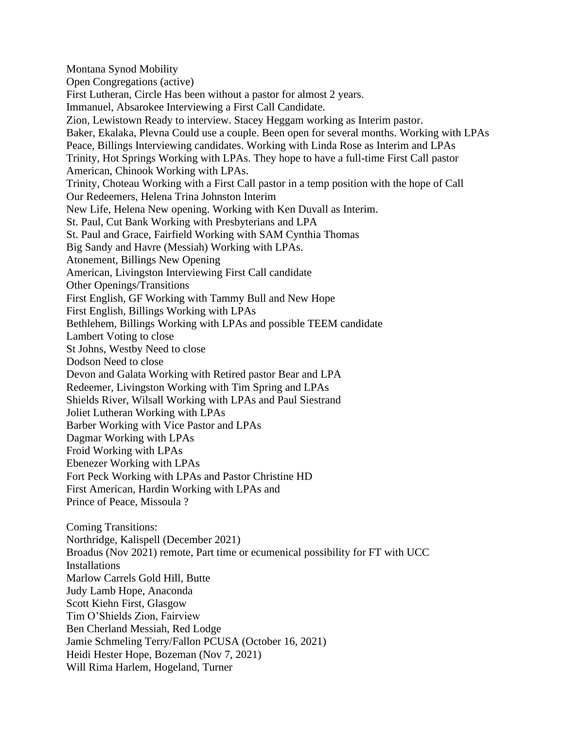Montana Synod Mobility

Open Congregations (active)

First Lutheran, Circle Has been without a pastor for almost 2 years.

Immanuel, Absarokee Interviewing a First Call Candidate.

Zion, Lewistown Ready to interview. Stacey Heggam working as Interim pastor.

Baker, Ekalaka, Plevna Could use a couple. Been open for several months. Working with LPAs

Peace, Billings Interviewing candidates. Working with Linda Rose as Interim and LPAs

Trinity, Hot Springs Working with LPAs. They hope to have a full-time First Call pastor

American, Chinook Working with LPAs.

Trinity, Choteau Working with a First Call pastor in a temp position with the hope of Call

Our Redeemers, Helena Trina Johnston Interim

New Life, Helena New opening. Working with Ken Duvall as Interim.

St. Paul, Cut Bank Working with Presbyterians and LPA

St. Paul and Grace, Fairfield Working with SAM Cynthia Thomas

Big Sandy and Havre (Messiah) Working with LPAs.

Atonement, Billings New Opening

American, Livingston Interviewing First Call candidate

Other Openings/Transitions

First English, GF Working with Tammy Bull and New Hope

First English, Billings Working with LPAs

Bethlehem, Billings Working with LPAs and possible TEEM candidate

Lambert Voting to close

St Johns, Westby Need to close

Dodson Need to close

Devon and Galata Working with Retired pastor Bear and LPA

Redeemer, Livingston Working with Tim Spring and LPAs

Shields River, Wilsall Working with LPAs and Paul Siestrand

Joliet Lutheran Working with LPAs

Barber Working with Vice Pastor and LPAs

Dagmar Working with LPAs

Froid Working with LPAs

Ebenezer Working with LPAs

Fort Peck Working with LPAs and Pastor Christine HD

First American, Hardin Working with LPAs and

Prince of Peace, Missoula ?

Coming Transitions:

Northridge, Kalispell (December 2021)

Broadus (Nov 2021) remote, Part time or ecumenical possibility for FT with UCC

Installations

Marlow Carrels Gold Hill, Butte

Judy Lamb Hope, Anaconda

Scott Kiehn First, Glasgow

Tim O'Shields Zion, Fairview

Ben Cherland Messiah, Red Lodge

Jamie Schmeling Terry/Fallon PCUSA (October 16, 2021)

Heidi Hester Hope, Bozeman (Nov 7, 2021)

Will Rima Harlem, Hogeland, Turner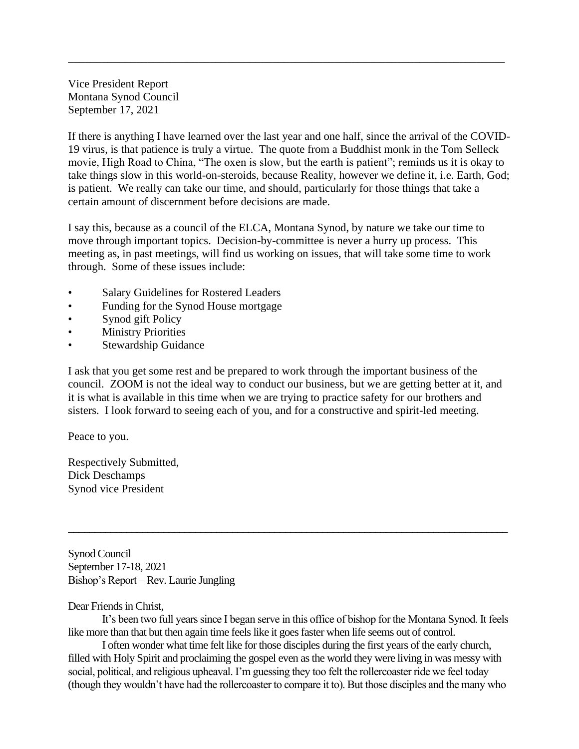---

Vice President Report
Montana Synod Council
September 17, 2021

If there is anything I have learned over the last year and one half, since the arrival of the COVID-19 virus, is that patience is truly a virtue. The quote from a Buddhist monk in the Tom Selleck movie, High Road to China, "The oxen is slow, but the earth is patient"; reminds us it is okay to take things slow in this world-on-steroids, because Reality, however we define it, i.e. Earth, God; is patient. We really can take our time, and should, particularly for those things that take a certain amount of discernment before decisions are made.

I say this, because as a council of the ELCA, Montana Synod, by nature we take our time to move through important topics. Decision-by-committee is never a hurry up process. This meeting as, in past meetings, will find us working on issues, that will take some time to work through. Some of these issues include:

- Salary Guidelines for Rostered Leaders
- Funding for the Synod House mortgage
- Synod gift Policy
- Ministry Priorities
- Stewardship Guidance

I ask that you get some rest and be prepared to work through the important business of the council. ZOOM is not the ideal way to conduct our business, but we are getting better at it, and it is what is available in this time when we are trying to practice safety for our brothers and sisters. I look forward to seeing each of you, and for a constructive and spirit-led meeting.

Peace to you.

Respectively Submitted,
Dick Deschamps
Synod vice President

---

Synod Council
September 17-18, 2021
Bishop's Report – Rev. Laurie Jungling

Dear Friends in Christ,

It's been two full years since I began serve in this office of bishop for the Montana Synod. It feels like more than that but then again time feels like it goes faster when life seems out of control.

I often wonder what time felt like for those disciples during the first years of the early church, filled with Holy Spirit and proclaiming the gospel even as the world they were living in was messy with social, political, and religious upheaval. I'm guessing they too felt the rollercoaster ride we feel today (though they wouldn't have had the rollercoaster to compare it to). But those disciples and the many who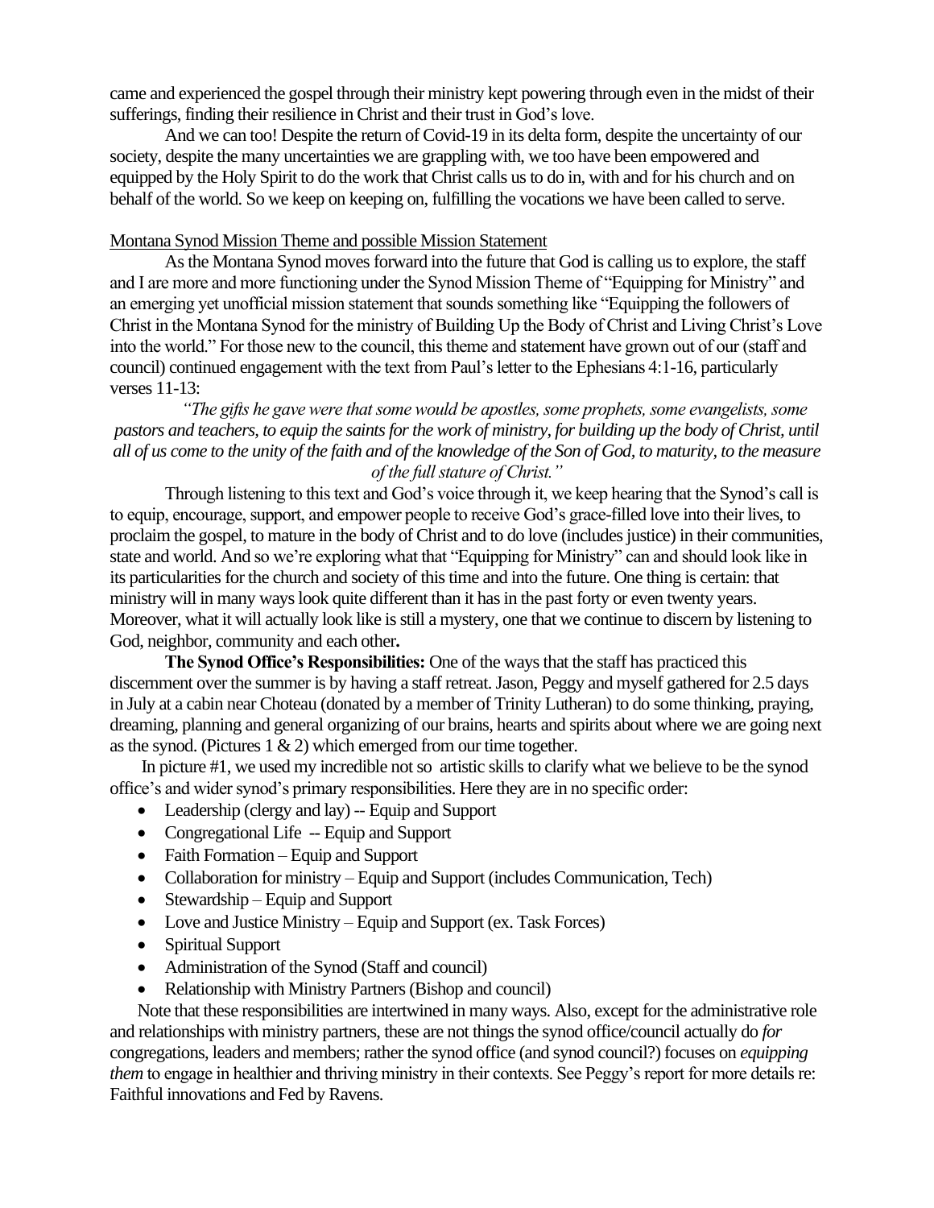came and experienced the gospel through their ministry kept powering through even in the midst of their sufferings, finding their resilience in Christ and their trust in God's love.

And we can too! Despite the return of Covid-19 in its delta form, despite the uncertainty of our society, despite the many uncertainties we are grappling with, we too have been empowered and equipped by the Holy Spirit to do the work that Christ calls us to do in, with and for his church and on behalf of the world. So we keep on keeping on, fulfilling the vocations we have been called to serve.

<u>Montana Synod Mission Theme and possible Mission Statement</u>

As the Montana Synod moves forward into the future that God is calling us to explore, the staff and I are more and more functioning under the Synod Mission Theme of "Equipping for Ministry" and an emerging yet unofficial mission statement that sounds something like "Equipping the followers of Christ in the Montana Synod for the ministry of Building Up the Body of Christ and Living Christ's Love into the world." For those new to the council, this theme and statement have grown out of our (staff and council) continued engagement with the text from Paul's letter to the Ephesians 4:1-16, particularly verses 11-13:

*"The gifts he gave were that some would be apostles, some prophets, some evangelists, some pastors and teachers, to equip the saints for the work of ministry, for building up the body of Christ, until all of us come to the unity of the faith and of the knowledge of the Son of God, to maturity, to the measure of the full stature of Christ."*

Through listening to this text and God's voice through it, we keep hearing that the Synod's call is to equip, encourage, support, and empower people to receive God's grace-filled love into their lives, to proclaim the gospel, to mature in the body of Christ and to do love (includes justice) in their communities, state and world. And so we're exploring what that "Equipping for Ministry" can and should look like in its particularities for the church and society of this time and into the future. One thing is certain: that ministry will in many ways look quite different than it has in the past forty or even twenty years. Moreover, what it will actually look like is still a mystery, one that we continue to discern by listening to God, neighbor, community and each other**.**

**The Synod Office's Responsibilities:** One of the ways that the staff has practiced this discernment over the summer is by having a staff retreat. Jason, Peggy and myself gathered for 2.5 days in July at a cabin near Choteau (donated by a member of Trinity Lutheran) to do some thinking, praying, dreaming, planning and general organizing of our brains, hearts and spirits about where we are going next as the synod. (Pictures 1 & 2) which emerged from our time together.

In picture #1, we used my incredible not so artistic skills to clarify what we believe to be the synod office's and wider synod's primary responsibilities. Here they are in no specific order:

- Leadership (clergy and lay) -- Equip and Support
- Congregational Life -- Equip and Support
- Faith Formation – Equip and Support
- Collaboration for ministry – Equip and Support (includes Communication, Tech)
- Stewardship – Equip and Support
- Love and Justice Ministry – Equip and Support (ex. Task Forces)
- Spiritual Support
- Administration of the Synod (Staff and council)
- Relationship with Ministry Partners (Bishop and council)

Note that these responsibilities are intertwined in many ways. Also, except for the administrative role and relationships with ministry partners, these are not things the synod office/council actually do *for* congregations, leaders and members; rather the synod office (and synod council?) focuses on *equipping them* to engage in healthier and thriving ministry in their contexts. See Peggy's report for more details re: Faithful innovations and Fed by Ravens.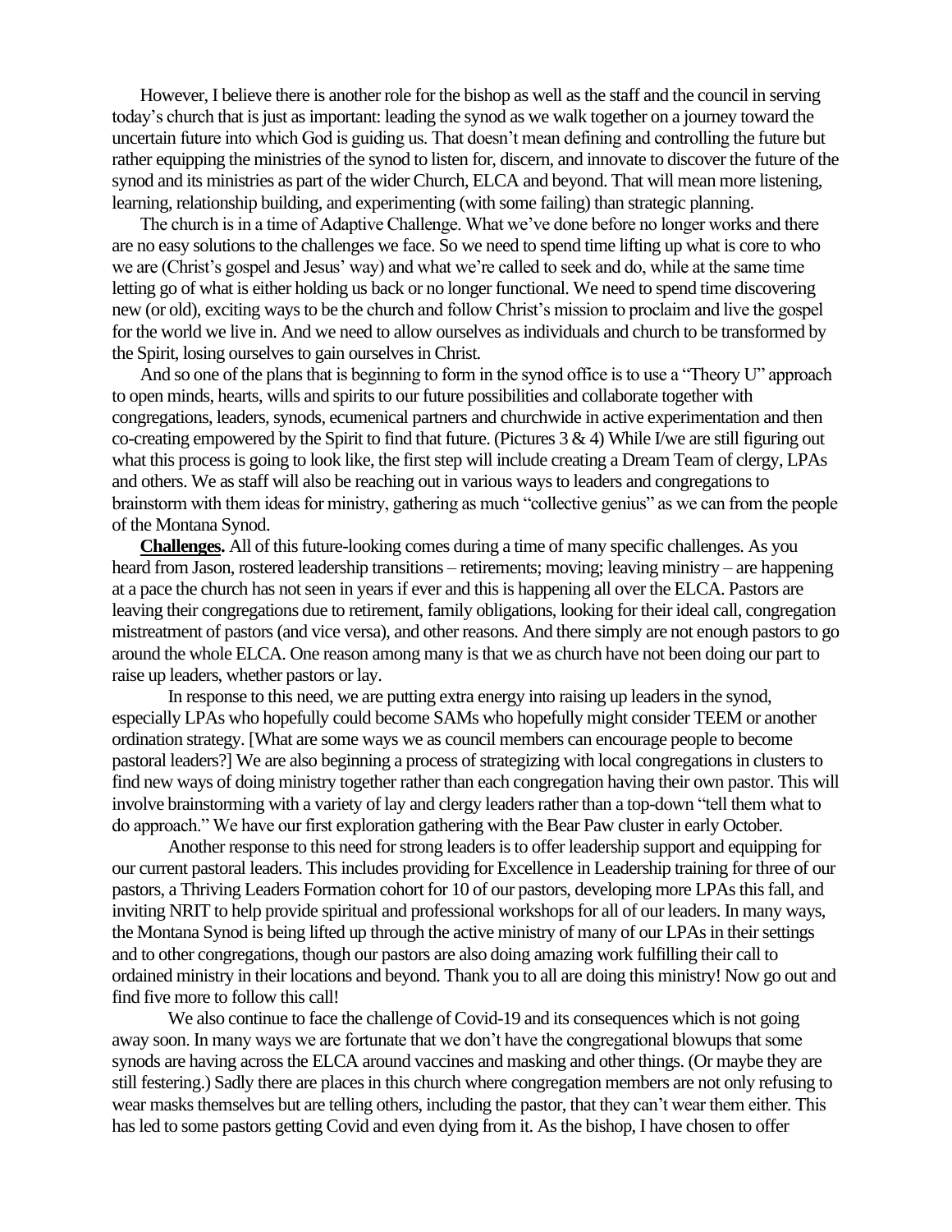However, I believe there is another role for the bishop as well as the staff and the council in serving today's church that is just as important: leading the synod as we walk together on a journey toward the uncertain future into which God is guiding us. That doesn't mean defining and controlling the future but rather equipping the ministries of the synod to listen for, discern, and innovate to discover the future of the synod and its ministries as part of the wider Church, ELCA and beyond. That will mean more listening, learning, relationship building, and experimenting (with some failing) than strategic planning.

The church is in a time of Adaptive Challenge. What we've done before no longer works and there are no easy solutions to the challenges we face. So we need to spend time lifting up what is core to who we are (Christ's gospel and Jesus' way) and what we're called to seek and do, while at the same time letting go of what is either holding us back or no longer functional. We need to spend time discovering new (or old), exciting ways to be the church and follow Christ's mission to proclaim and live the gospel for the world we live in. And we need to allow ourselves as individuals and church to be transformed by the Spirit, losing ourselves to gain ourselves in Christ.

And so one of the plans that is beginning to form in the synod office is to use a "Theory U" approach to open minds, hearts, wills and spirits to our future possibilities and collaborate together with congregations, leaders, synods, ecumenical partners and churchwide in active experimentation and then co-creating empowered by the Spirit to find that future. (Pictures 3 & 4) While I/we are still figuring out what this process is going to look like, the first step will include creating a Dream Team of clergy, LPAs and others. We as staff will also be reaching out in various ways to leaders and congregations to brainstorm with them ideas for ministry, gathering as much "collective genius" as we can from the people of the Montana Synod.

**Challenges.** All of this future-looking comes during a time of many specific challenges. As you heard from Jason, rostered leadership transitions – retirements; moving; leaving ministry – are happening at a pace the church has not seen in years if ever and this is happening all over the ELCA. Pastors are leaving their congregations due to retirement, family obligations, looking for their ideal call, congregation mistreatment of pastors (and vice versa), and other reasons. And there simply are not enough pastors to go around the whole ELCA. One reason among many is that we as church have not been doing our part to raise up leaders, whether pastors or lay.

In response to this need, we are putting extra energy into raising up leaders in the synod, especially LPAs who hopefully could become SAMs who hopefully might consider TEEM or another ordination strategy. [What are some ways we as council members can encourage people to become pastoral leaders?] We are also beginning a process of strategizing with local congregations in clusters to find new ways of doing ministry together rather than each congregation having their own pastor. This will involve brainstorming with a variety of lay and clergy leaders rather than a top-down "tell them what to do approach." We have our first exploration gathering with the Bear Paw cluster in early October.

Another response to this need for strong leaders is to offer leadership support and equipping for our current pastoral leaders. This includes providing for Excellence in Leadership training for three of our pastors, a Thriving Leaders Formation cohort for 10 of our pastors, developing more LPAs this fall, and inviting NRIT to help provide spiritual and professional workshops for all of our leaders. In many ways, the Montana Synod is being lifted up through the active ministry of many of our LPAs in their settings and to other congregations, though our pastors are also doing amazing work fulfilling their call to ordained ministry in their locations and beyond. Thank you to all are doing this ministry! Now go out and find five more to follow this call!

We also continue to face the challenge of Covid-19 and its consequences which is not going away soon. In many ways we are fortunate that we don't have the congregational blowups that some synods are having across the ELCA around vaccines and masking and other things. (Or maybe they are still festering.) Sadly there are places in this church where congregation members are not only refusing to wear masks themselves but are telling others, including the pastor, that they can't wear them either. This has led to some pastors getting Covid and even dying from it. As the bishop, I have chosen to offer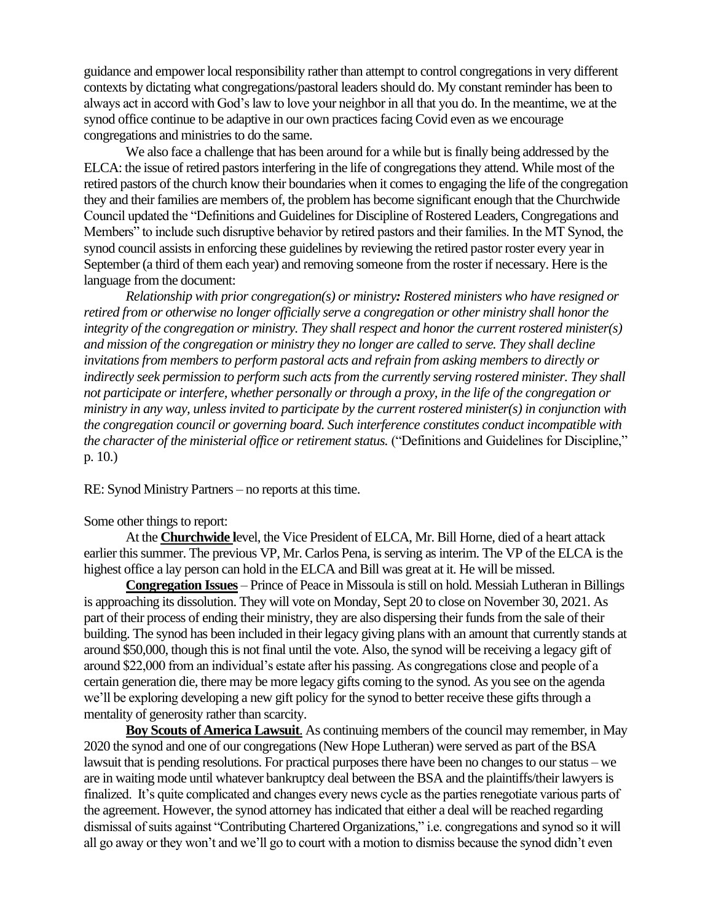guidance and empower local responsibility rather than attempt to control congregations in very different contexts by dictating what congregations/pastoral leaders should do. My constant reminder has been to always act in accord with God's law to love your neighbor in all that you do. In the meantime, we at the synod office continue to be adaptive in our own practices facing Covid even as we encourage congregations and ministries to do the same.

We also face a challenge that has been around for a while but is finally being addressed by the ELCA: the issue of retired pastors interfering in the life of congregations they attend. While most of the retired pastors of the church know their boundaries when it comes to engaging the life of the congregation they and their families are members of, the problem has become significant enough that the Churchwide Council updated the "Definitions and Guidelines for Discipline of Rostered Leaders, Congregations and Members" to include such disruptive behavior by retired pastors and their families. In the MT Synod, the synod council assists in enforcing these guidelines by reviewing the retired pastor roster every year in September (a third of them each year) and removing someone from the roster if necessary. Here is the language from the document:

*Relationship with prior congregation(s) or ministry**:** Rostered ministers who have resigned or retired from or otherwise no longer officially serve a congregation or other ministry shall honor the integrity of the congregation or ministry. They shall respect and honor the current rostered minister(s) and mission of the congregation or ministry they no longer are called to serve. They shall decline invitations from members to perform pastoral acts and refrain from asking members to directly or indirectly seek permission to perform such acts from the currently serving rostered minister. They shall not participate or interfere, whether personally or through a proxy, in the life of the congregation or ministry in any way, unless invited to participate by the current rostered minister(s) in conjunction with the congregation council or governing board. Such interference constitutes conduct incompatible with the character of the ministerial office or retirement status.* ("Definitions and Guidelines for Discipline," p. 10.)

RE: Synod Ministry Partners – no reports at this time.

Some other things to report:

At the **Churchwide l**evel, the Vice President of ELCA, Mr. Bill Horne, died of a heart attack earlier this summer. The previous VP, Mr. Carlos Pena, is serving as interim. The VP of the ELCA is the highest office a lay person can hold in the ELCA and Bill was great at it. He will be missed.

**Congregation Issues** – Prince of Peace in Missoula is still on hold. Messiah Lutheran in Billings is approaching its dissolution. They will vote on Monday, Sept 20 to close on November 30, 2021. As part of their process of ending their ministry, they are also dispersing their funds from the sale of their building. The synod has been included in their legacy giving plans with an amount that currently stands at around $50,000, though this is not final until the vote. Also, the synod will be receiving a legacy gift of around $22,000 from an individual's estate after his passing. As congregations close and people of a certain generation die, there may be more legacy gifts coming to the synod. As you see on the agenda we'll be exploring developing a new gift policy for the synod to better receive these gifts through a mentality of generosity rather than scarcity.

**Boy Scouts of America Lawsuit**. As continuing members of the council may remember, in May 2020 the synod and one of our congregations (New Hope Lutheran) were served as part of the BSA lawsuit that is pending resolutions. For practical purposes there have been no changes to our status – we are in waiting mode until whatever bankruptcy deal between the BSA and the plaintiffs/their lawyers is finalized. It's quite complicated and changes every news cycle as the parties renegotiate various parts of the agreement. However, the synod attorney has indicated that either a deal will be reached regarding dismissal of suits against "Contributing Chartered Organizations," i.e. congregations and synod so it will all go away or they won't and we'll go to court with a motion to dismiss because the synod didn't even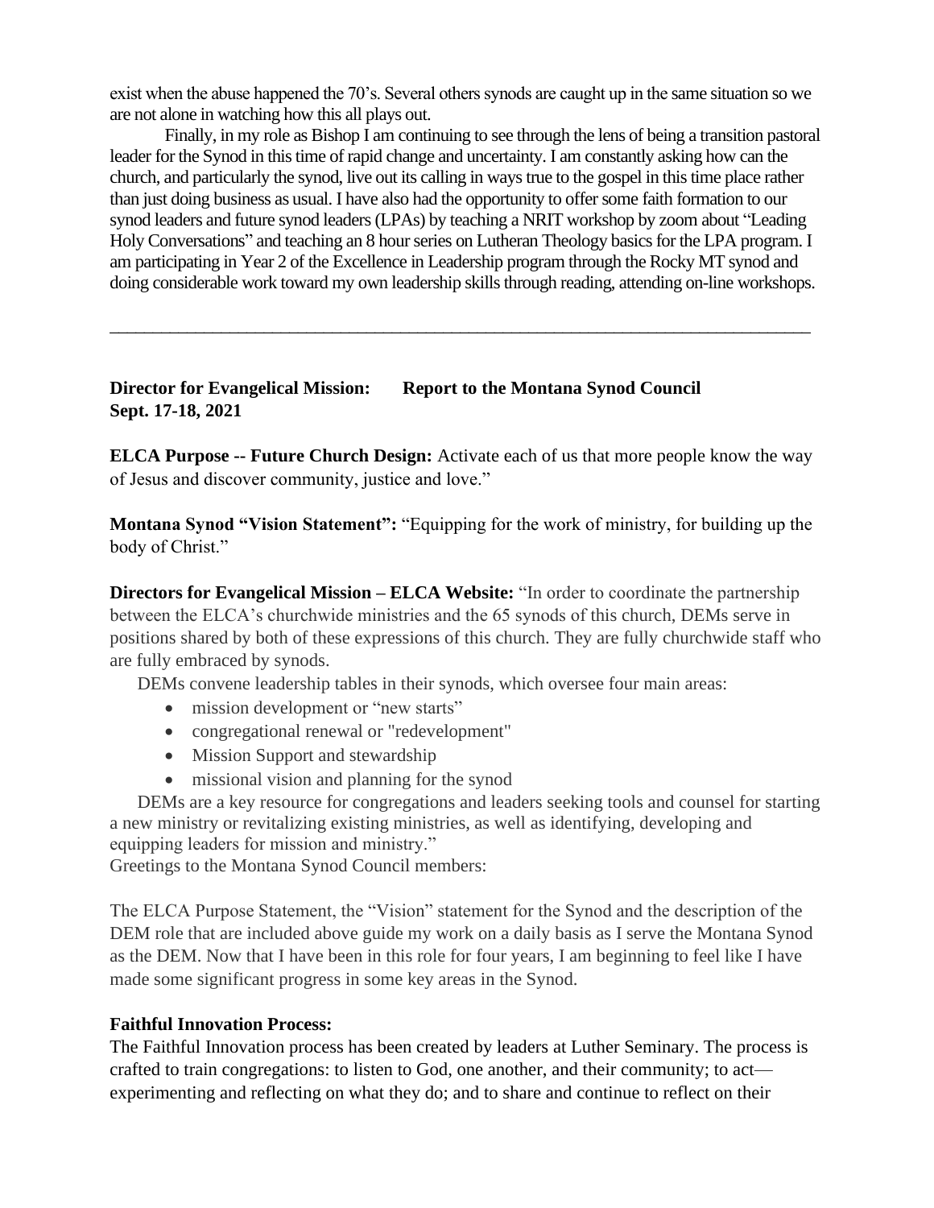exist when the abuse happened the 70's. Several others synods are caught up in the same situation so we are not alone in watching how this all plays out.

Finally, in my role as Bishop I am continuing to see through the lens of being a transition pastoral leader for the Synod in this time of rapid change and uncertainty. I am constantly asking how can the church, and particularly the synod, live out its calling in ways true to the gospel in this time place rather than just doing business as usual. I have also had the opportunity to offer some faith formation to our synod leaders and future synod leaders (LPAs) by teaching a NRIT workshop by zoom about "Leading Holy Conversations" and teaching an 8 hour series on Lutheran Theology basics for the LPA program. I am participating in Year 2 of the Excellence in Leadership program through the Rocky MT synod and doing considerable work toward my own leadership skills through reading, attending on-line workshops.

---

**Director for Evangelical Mission: Report to the Montana Synod Council Sept. 17-18, 2021**

**ELCA Purpose -- Future Church Design:** Activate each of us that more people know the way of Jesus and discover community, justice and love."

**Montana Synod "Vision Statement":** "Equipping for the work of ministry, for building up the body of Christ."

**Directors for Evangelical Mission – ELCA Website:** "In order to coordinate the partnership between the ELCA's churchwide ministries and the 65 synods of this church, DEMs serve in positions shared by both of these expressions of this church. They are fully churchwide staff who are fully embraced by synods.

DEMs convene leadership tables in their synods, which oversee four main areas:

- mission development or "new starts"
- congregational renewal or "redevelopment"
- Mission Support and stewardship
- missional vision and planning for the synod

DEMs are a key resource for congregations and leaders seeking tools and counsel for starting a new ministry or revitalizing existing ministries, as well as identifying, developing and equipping leaders for mission and ministry."

Greetings to the Montana Synod Council members:

The ELCA Purpose Statement, the "Vision" statement for the Synod and the description of the DEM role that are included above guide my work on a daily basis as I serve the Montana Synod as the DEM. Now that I have been in this role for four years, I am beginning to feel like I have made some significant progress in some key areas in the Synod.

**Faithful Innovation Process:**

The Faithful Innovation process has been created by leaders at Luther Seminary. The process is crafted to train congregations: to listen to God, one another, and their community; to act—experimenting and reflecting on what they do; and to share and continue to reflect on their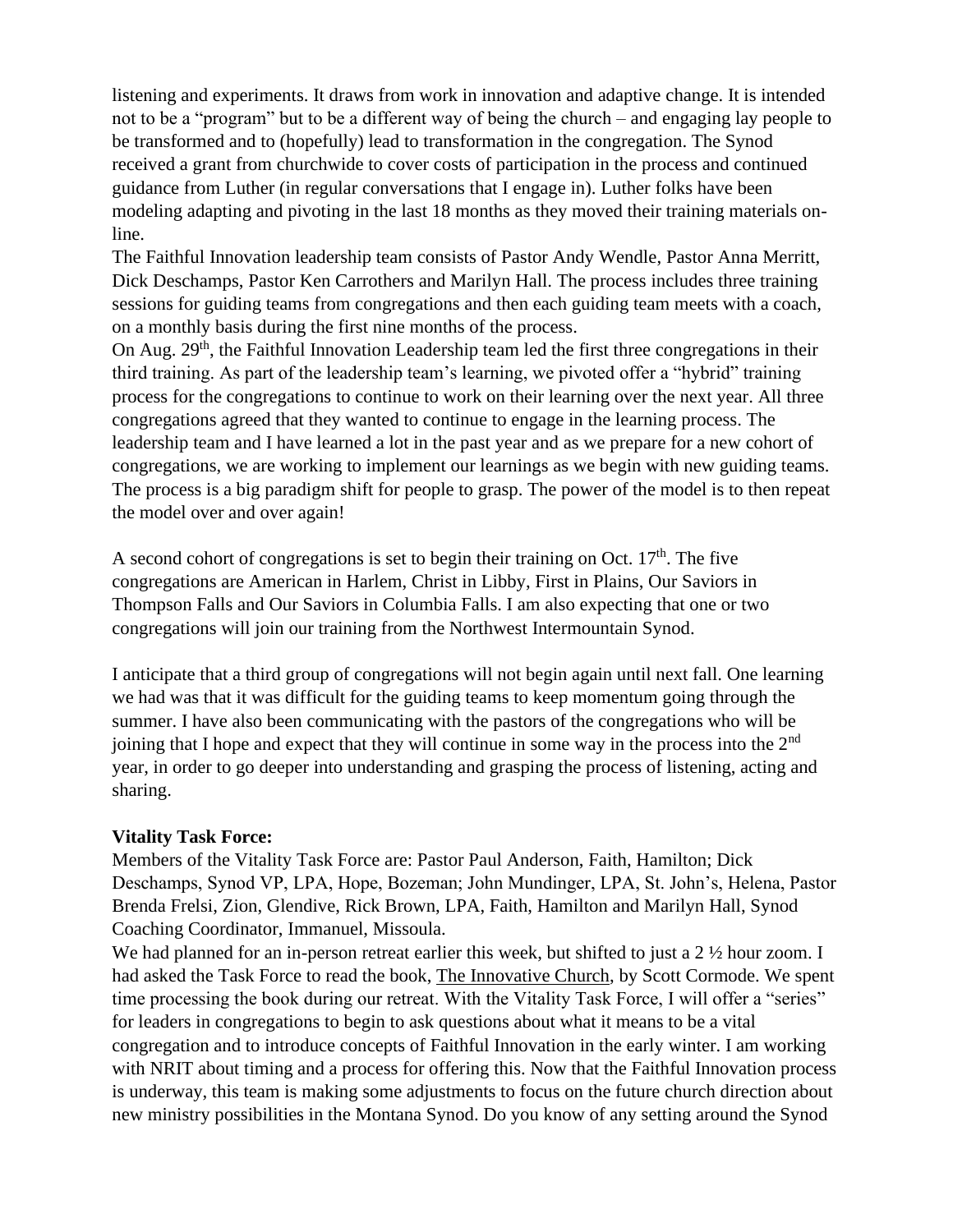listening and experiments. It draws from work in innovation and adaptive change. It is intended not to be a "program" but to be a different way of being the church – and engaging lay people to be transformed and to (hopefully) lead to transformation in the congregation. The Synod received a grant from churchwide to cover costs of participation in the process and continued guidance from Luther (in regular conversations that I engage in). Luther folks have been modeling adapting and pivoting in the last 18 months as they moved their training materials on-line.

The Faithful Innovation leadership team consists of Pastor Andy Wendle, Pastor Anna Merritt, Dick Deschamps, Pastor Ken Carrothers and Marilyn Hall. The process includes three training sessions for guiding teams from congregations and then each guiding team meets with a coach, on a monthly basis during the first nine months of the process.

On Aug. 29th, the Faithful Innovation Leadership team led the first three congregations in their third training. As part of the leadership team's learning, we pivoted offer a "hybrid" training process for the congregations to continue to work on their learning over the next year. All three congregations agreed that they wanted to continue to engage in the learning process. The leadership team and I have learned a lot in the past year and as we prepare for a new cohort of congregations, we are working to implement our learnings as we begin with new guiding teams. The process is a big paradigm shift for people to grasp. The power of the model is to then repeat the model over and over again!

A second cohort of congregations is set to begin their training on Oct. 17th. The five congregations are American in Harlem, Christ in Libby, First in Plains, Our Saviors in Thompson Falls and Our Saviors in Columbia Falls. I am also expecting that one or two congregations will join our training from the Northwest Intermountain Synod.

I anticipate that a third group of congregations will not begin again until next fall. One learning we had was that it was difficult for the guiding teams to keep momentum going through the summer. I have also been communicating with the pastors of the congregations who will be joining that I hope and expect that they will continue in some way in the process into the 2nd year, in order to go deeper into understanding and grasping the process of listening, acting and sharing.

**Vitality Task Force:**

Members of the Vitality Task Force are: Pastor Paul Anderson, Faith, Hamilton; Dick Deschamps, Synod VP, LPA, Hope, Bozeman; John Mundinger, LPA, St. John's, Helena, Pastor Brenda Frelsi, Zion, Glendive, Rick Brown, LPA, Faith, Hamilton and Marilyn Hall, Synod Coaching Coordinator, Immanuel, Missoula.

We had planned for an in-person retreat earlier this week, but shifted to just a 2 ½ hour zoom. I had asked the Task Force to read the book, The Innovative Church, by Scott Cormode. We spent time processing the book during our retreat. With the Vitality Task Force, I will offer a "series" for leaders in congregations to begin to ask questions about what it means to be a vital congregation and to introduce concepts of Faithful Innovation in the early winter. I am working with NRIT about timing and a process for offering this. Now that the Faithful Innovation process is underway, this team is making some adjustments to focus on the future church direction about new ministry possibilities in the Montana Synod. Do you know of any setting around the Synod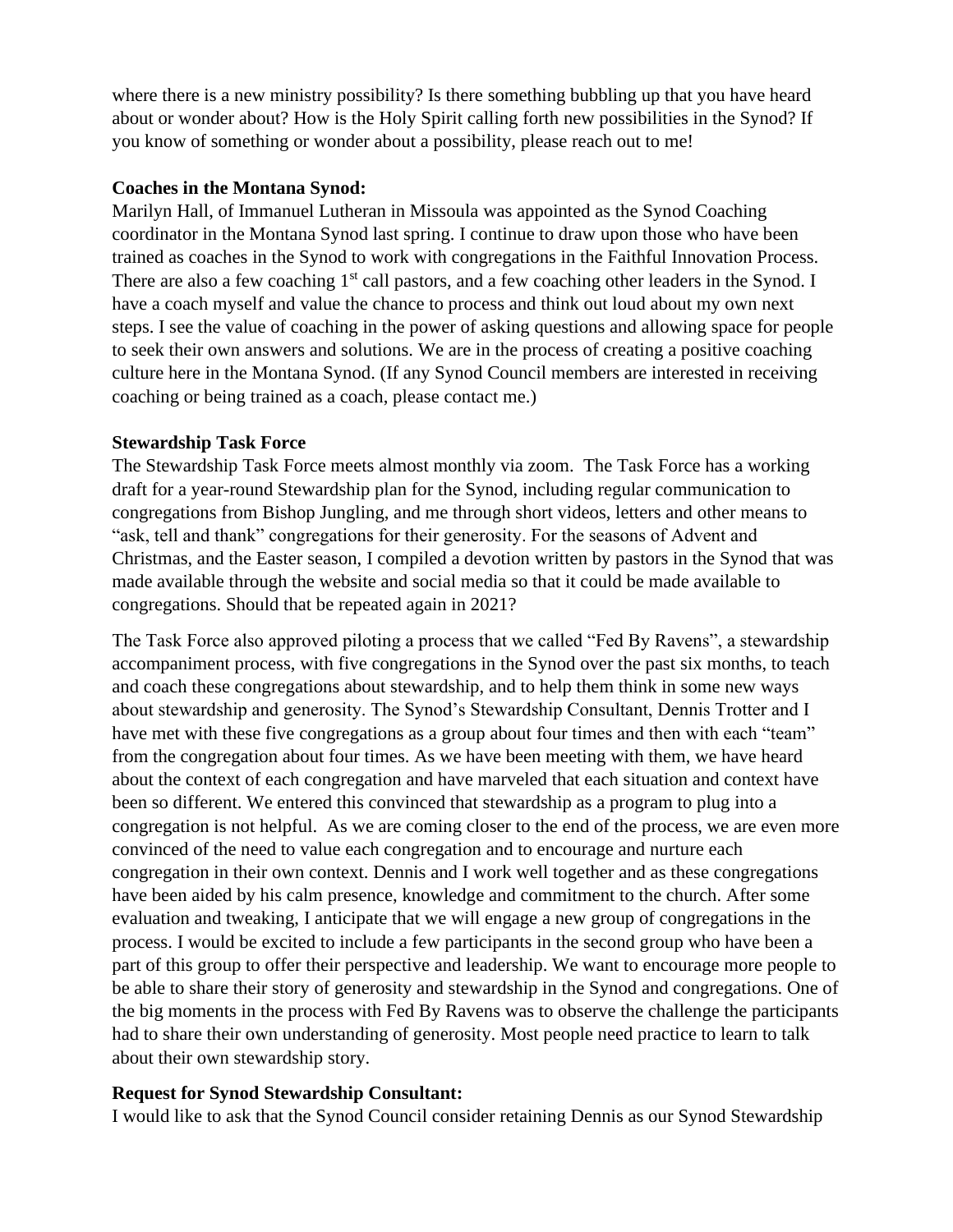where there is a new ministry possibility? Is there something bubbling up that you have heard about or wonder about? How is the Holy Spirit calling forth new possibilities in the Synod? If you know of something or wonder about a possibility, please reach out to me!

**Coaches in the Montana Synod:**
Marilyn Hall, of Immanuel Lutheran in Missoula was appointed as the Synod Coaching coordinator in the Montana Synod last spring. I continue to draw upon those who have been trained as coaches in the Synod to work with congregations in the Faithful Innovation Process. There are also a few coaching 1st call pastors, and a few coaching other leaders in the Synod. I have a coach myself and value the chance to process and think out loud about my own next steps. I see the value of coaching in the power of asking questions and allowing space for people to seek their own answers and solutions. We are in the process of creating a positive coaching culture here in the Montana Synod. (If any Synod Council members are interested in receiving coaching or being trained as a coach, please contact me.)

**Stewardship Task Force**
The Stewardship Task Force meets almost monthly via zoom. The Task Force has a working draft for a year-round Stewardship plan for the Synod, including regular communication to congregations from Bishop Jungling, and me through short videos, letters and other means to "ask, tell and thank" congregations for their generosity. For the seasons of Advent and Christmas, and the Easter season, I compiled a devotion written by pastors in the Synod that was made available through the website and social media so that it could be made available to congregations. Should that be repeated again in 2021?

The Task Force also approved piloting a process that we called "Fed By Ravens", a stewardship accompaniment process, with five congregations in the Synod over the past six months, to teach and coach these congregations about stewardship, and to help them think in some new ways about stewardship and generosity. The Synod's Stewardship Consultant, Dennis Trotter and I have met with these five congregations as a group about four times and then with each "team" from the congregation about four times. As we have been meeting with them, we have heard about the context of each congregation and have marveled that each situation and context have been so different. We entered this convinced that stewardship as a program to plug into a congregation is not helpful. As we are coming closer to the end of the process, we are even more convinced of the need to value each congregation and to encourage and nurture each congregation in their own context. Dennis and I work well together and as these congregations have been aided by his calm presence, knowledge and commitment to the church. After some evaluation and tweaking, I anticipate that we will engage a new group of congregations in the process. I would be excited to include a few participants in the second group who have been a part of this group to offer their perspective and leadership. We want to encourage more people to be able to share their story of generosity and stewardship in the Synod and congregations. One of the big moments in the process with Fed By Ravens was to observe the challenge the participants had to share their own understanding of generosity. Most people need practice to learn to talk about their own stewardship story.

**Request for Synod Stewardship Consultant:**
I would like to ask that the Synod Council consider retaining Dennis as our Synod Stewardship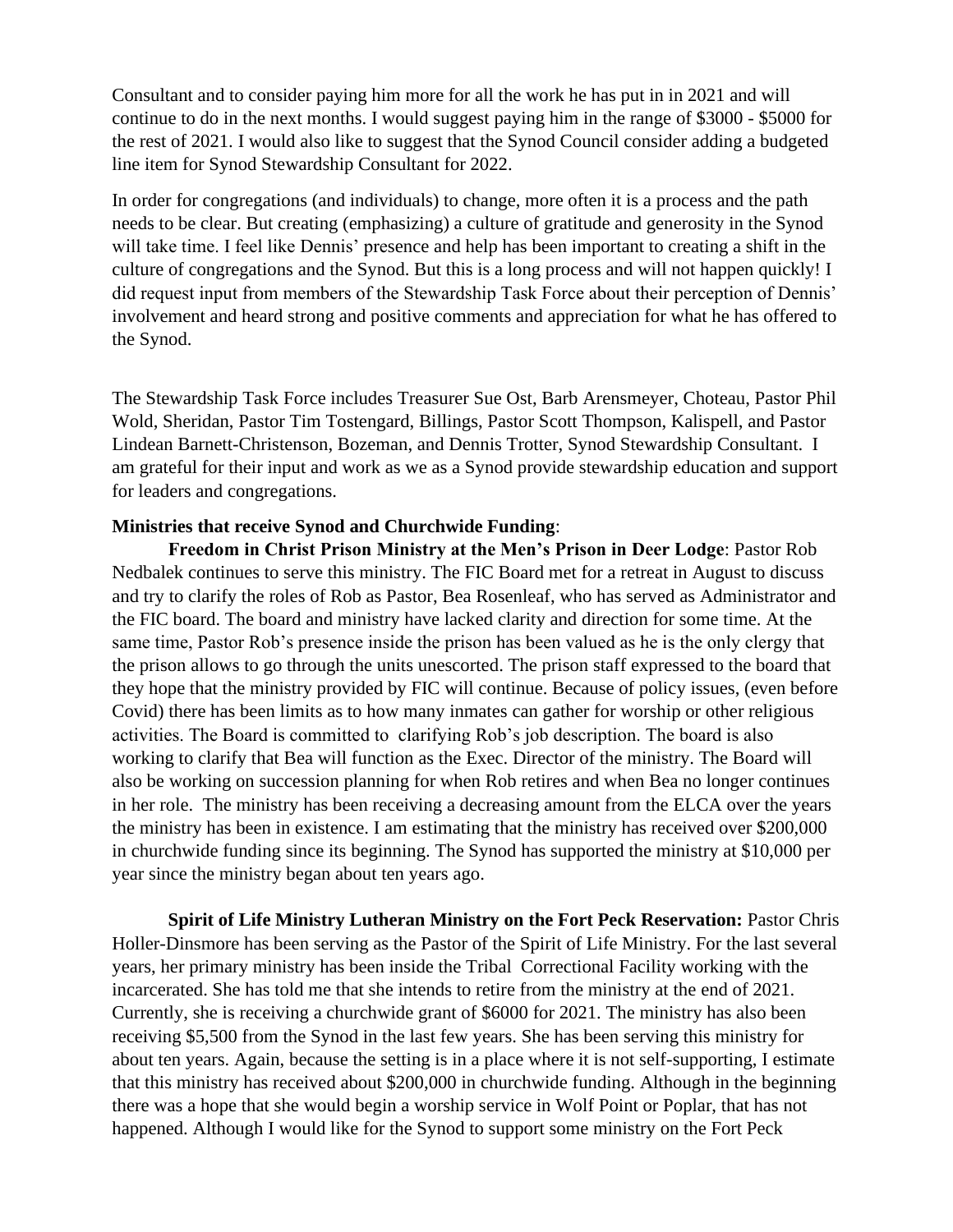Consultant and to consider paying him more for all the work he has put in in 2021 and will continue to do in the next months. I would suggest paying him in the range of $3000 - $5000 for the rest of 2021. I would also like to suggest that the Synod Council consider adding a budgeted line item for Synod Stewardship Consultant for 2022.

In order for congregations (and individuals) to change, more often it is a process and the path needs to be clear. But creating (emphasizing) a culture of gratitude and generosity in the Synod will take time. I feel like Dennis' presence and help has been important to creating a shift in the culture of congregations and the Synod. But this is a long process and will not happen quickly! I did request input from members of the Stewardship Task Force about their perception of Dennis' involvement and heard strong and positive comments and appreciation for what he has offered to the Synod.

The Stewardship Task Force includes Treasurer Sue Ost, Barb Arensmeyer, Choteau, Pastor Phil Wold, Sheridan, Pastor Tim Tostengard, Billings, Pastor Scott Thompson, Kalispell, and Pastor Lindean Barnett-Christenson, Bozeman, and Dennis Trotter, Synod Stewardship Consultant. I am grateful for their input and work as we as a Synod provide stewardship education and support for leaders and congregations.

**Ministries that receive Synod and Churchwide Funding**:

**Freedom in Christ Prison Ministry at the Men's Prison in Deer Lodge**: Pastor Rob Nedbalek continues to serve this ministry. The FIC Board met for a retreat in August to discuss and try to clarify the roles of Rob as Pastor, Bea Rosenleaf, who has served as Administrator and the FIC board. The board and ministry have lacked clarity and direction for some time. At the same time, Pastor Rob's presence inside the prison has been valued as he is the only clergy that the prison allows to go through the units unescorted. The prison staff expressed to the board that they hope that the ministry provided by FIC will continue. Because of policy issues, (even before Covid) there has been limits as to how many inmates can gather for worship or other religious activities. The Board is committed to clarifying Rob's job description. The board is also working to clarify that Bea will function as the Exec. Director of the ministry. The Board will also be working on succession planning for when Rob retires and when Bea no longer continues in her role. The ministry has been receiving a decreasing amount from the ELCA over the years the ministry has been in existence. I am estimating that the ministry has received over $200,000 in churchwide funding since its beginning. The Synod has supported the ministry at $10,000 per year since the ministry began about ten years ago.

**Spirit of Life Ministry Lutheran Ministry on the Fort Peck Reservation:** Pastor Chris Holler-Dinsmore has been serving as the Pastor of the Spirit of Life Ministry. For the last several years, her primary ministry has been inside the Tribal Correctional Facility working with the incarcerated. She has told me that she intends to retire from the ministry at the end of 2021. Currently, she is receiving a churchwide grant of $6000 for 2021. The ministry has also been receiving $5,500 from the Synod in the last few years. She has been serving this ministry for about ten years. Again, because the setting is in a place where it is not self-supporting, I estimate that this ministry has received about $200,000 in churchwide funding. Although in the beginning there was a hope that she would begin a worship service in Wolf Point or Poplar, that has not happened. Although I would like for the Synod to support some ministry on the Fort Peck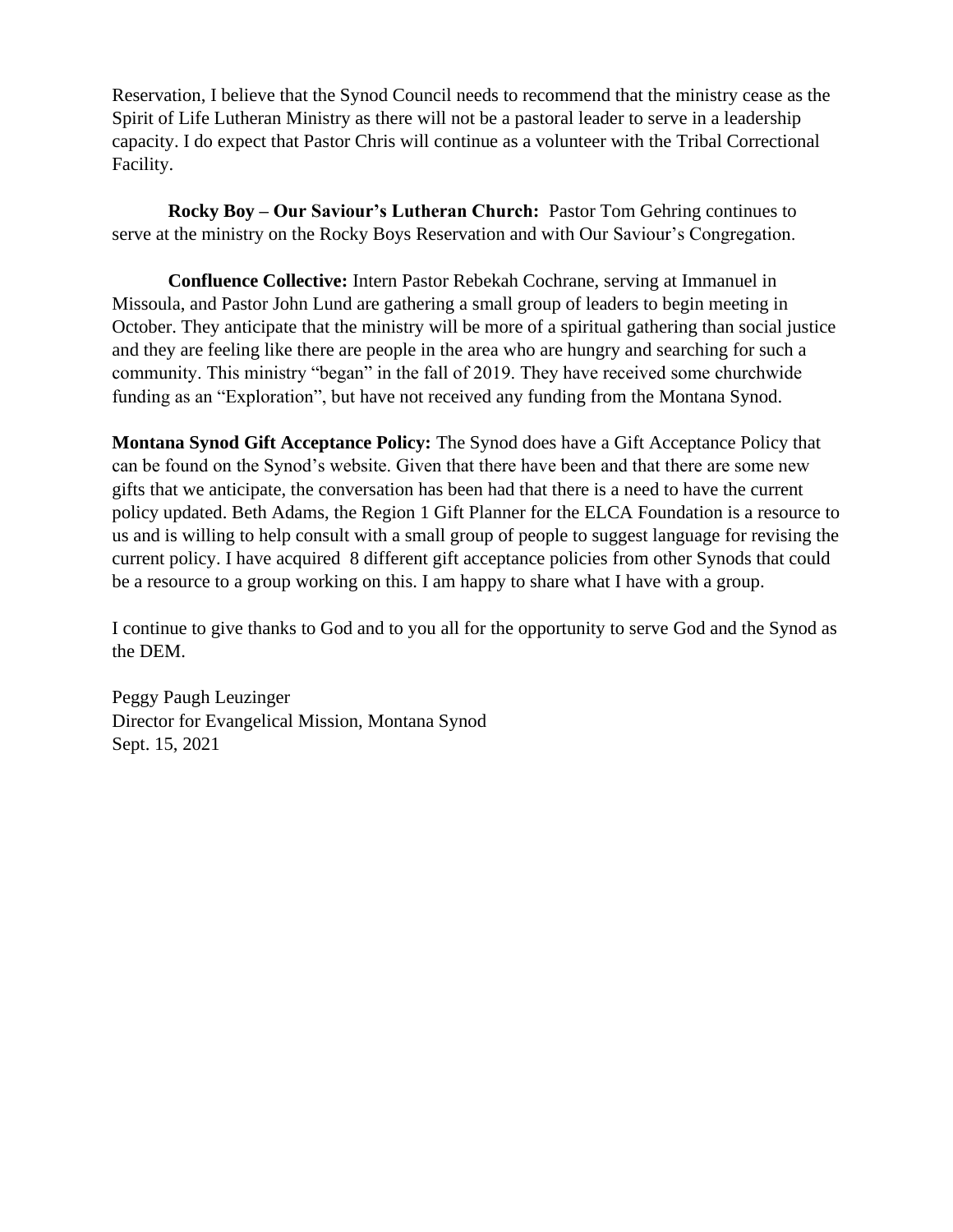Reservation, I believe that the Synod Council needs to recommend that the ministry cease as the Spirit of Life Lutheran Ministry as there will not be a pastoral leader to serve in a leadership capacity. I do expect that Pastor Chris will continue as a volunteer with the Tribal Correctional Facility.

**Rocky Boy – Our Saviour's Lutheran Church:** Pastor Tom Gehring continues to serve at the ministry on the Rocky Boys Reservation and with Our Saviour's Congregation.

**Confluence Collective:** Intern Pastor Rebekah Cochrane, serving at Immanuel in Missoula, and Pastor John Lund are gathering a small group of leaders to begin meeting in October. They anticipate that the ministry will be more of a spiritual gathering than social justice and they are feeling like there are people in the area who are hungry and searching for such a community. This ministry "began" in the fall of 2019. They have received some churchwide funding as an "Exploration", but have not received any funding from the Montana Synod.

**Montana Synod Gift Acceptance Policy:** The Synod does have a Gift Acceptance Policy that can be found on the Synod's website. Given that there have been and that there are some new gifts that we anticipate, the conversation has been had that there is a need to have the current policy updated. Beth Adams, the Region 1 Gift Planner for the ELCA Foundation is a resource to us and is willing to help consult with a small group of people to suggest language for revising the current policy. I have acquired 8 different gift acceptance policies from other Synods that could be a resource to a group working on this. I am happy to share what I have with a group.

I continue to give thanks to God and to you all for the opportunity to serve God and the Synod as the DEM.

Peggy Paugh Leuzinger
Director for Evangelical Mission, Montana Synod
Sept. 15, 2021